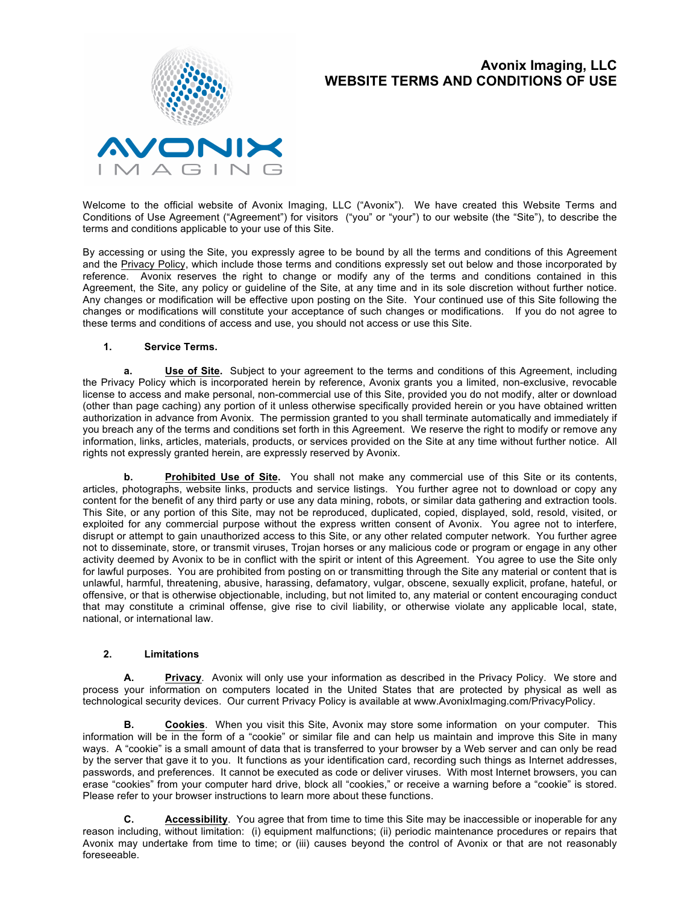# Avonix Imaging, LLC
# WEBSITE TERMS AND CONDITIONS OF USE

Welcome to the official website of Avonix Imaging, LLC ("Avonix"). We have created this Website Terms and Conditions of Use Agreement ("Agreement") for visitors ("you" or "your") to our website (the "Site"), to describe the terms and conditions applicable to your use of this Site.

By accessing or using the Site, you expressly agree to be bound by all the terms and conditions of this Agreement and the Privacy Policy, which include those terms and conditions expressly set out below and those incorporated by reference. Avonix reserves the right to change or modify any of the terms and conditions contained in this Agreement, the Site, any policy or guideline of the Site, at any time and in its sole discretion without further notice. Any changes or modification will be effective upon posting on the Site. Your continued use of this Site following the changes or modifications will constitute your acceptance of such changes or modifications. If you do not agree to these terms and conditions of access and use, you should not access or use this Site.

**1. Service Terms.**

**a. Use of Site.** Subject to your agreement to the terms and conditions of this Agreement, including the Privacy Policy which is incorporated herein by reference, Avonix grants you a limited, non-exclusive, revocable license to access and make personal, non-commercial use of this Site, provided you do not modify, alter or download (other than page caching) any portion of it unless otherwise specifically provided herein or you have obtained written authorization in advance from Avonix. The permission granted to you shall terminate automatically and immediately if you breach any of the terms and conditions set forth in this Agreement. We reserve the right to modify or remove any information, links, articles, materials, products, or services provided on the Site at any time without further notice. All rights not expressly granted herein, are expressly reserved by Avonix.

**b. Prohibited Use of Site.** You shall not make any commercial use of this Site or its contents, articles, photographs, website links, products and service listings. You further agree not to download or copy any content for the benefit of any third party or use any data mining, robots, or similar data gathering and extraction tools. This Site, or any portion of this Site, may not be reproduced, duplicated, copied, displayed, sold, resold, visited, or exploited for any commercial purpose without the express written consent of Avonix. You agree not to interfere, disrupt or attempt to gain unauthorized access to this Site, or any other related computer network. You further agree not to disseminate, store, or transmit viruses, Trojan horses or any malicious code or program or engage in any other activity deemed by Avonix to be in conflict with the spirit or intent of this Agreement. You agree to use the Site only for lawful purposes. You are prohibited from posting on or transmitting through the Site any material or content that is unlawful, harmful, threatening, abusive, harassing, defamatory, vulgar, obscene, sexually explicit, profane, hateful, or offensive, or that is otherwise objectionable, including, but not limited to, any material or content encouraging conduct that may constitute a criminal offense, give rise to civil liability, or otherwise violate any applicable local, state, national, or international law.

**2. Limitations**

**A. Privacy**. Avonix will only use your information as described in the Privacy Policy. We store and process your information on computers located in the United States that are protected by physical as well as technological security devices. Our current Privacy Policy is available at www.AvonixImaging.com/PrivacyPolicy.

**B. Cookies**. When you visit this Site, Avonix may store some information on your computer. This information will be in the form of a "cookie" or similar file and can help us maintain and improve this Site in many ways. A "cookie" is a small amount of data that is transferred to your browser by a Web server and can only be read by the server that gave it to you. It functions as your identification card, recording such things as Internet addresses, passwords, and preferences. It cannot be executed as code or deliver viruses. With most Internet browsers, you can erase "cookies" from your computer hard drive, block all "cookies," or receive a warning before a "cookie" is stored. Please refer to your browser instructions to learn more about these functions.

**C. Accessibility**. You agree that from time to time this Site may be inaccessible or inoperable for any reason including, without limitation: (i) equipment malfunctions; (ii) periodic maintenance procedures or repairs that Avonix may undertake from time to time; or (iii) causes beyond the control of Avonix or that are not reasonably foreseeable.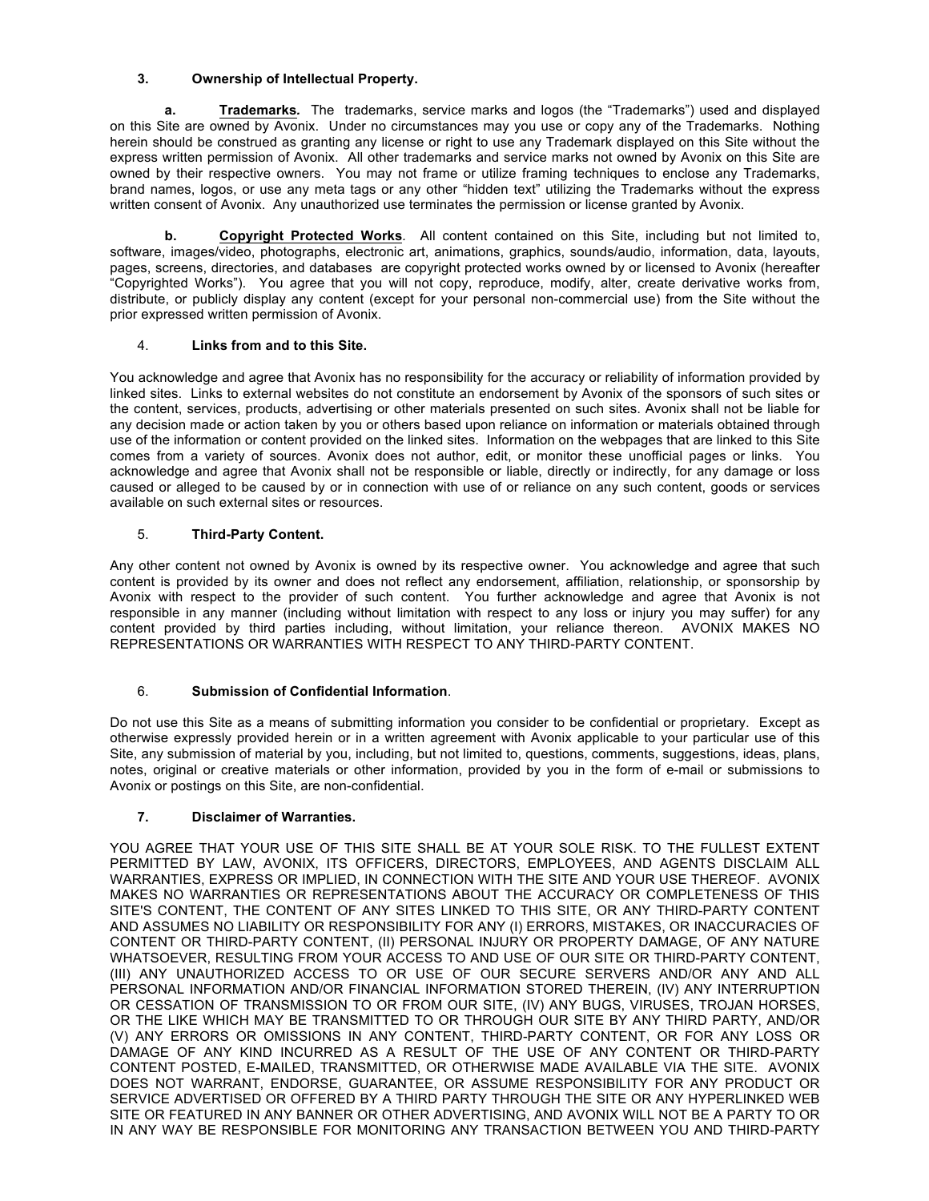### 3. Ownership of Intellectual Property.

**a. <u>Trademarks</u>*.*** The trademarks, service marks and logos (the "Trademarks") used and displayed on this Site are owned by Avonix. Under no circumstances may you use or copy any of the Trademarks. Nothing herein should be construed as granting any license or right to use any Trademark displayed on this Site without the express written permission of Avonix. All other trademarks and service marks not owned by Avonix on this Site are owned by their respective owners. You may not frame or utilize framing techniques to enclose any Trademarks, brand names, logos, or use any meta tags or any other "hidden text" utilizing the Trademarks without the express written consent of Avonix. Any unauthorized use terminates the permission or license granted by Avonix.

**b. <u>Copyright Protected Works</u>**. All content contained on this Site, including but not limited to, software, images/video, photographs, electronic art, animations, graphics, sounds/audio, information, data, layouts, pages, screens, directories, and databases are copyright protected works owned by or licensed to Avonix (hereafter "Copyrighted Works"). You agree that you will not copy, reproduce, modify, alter, create derivative works from, distribute, or publicly display any content (except for your personal non-commercial use) from the Site without the prior expressed written permission of Avonix.

### 4. Links from and to this Site.

You acknowledge and agree that Avonix has no responsibility for the accuracy or reliability of information provided by linked sites. Links to external websites do not constitute an endorsement by Avonix of the sponsors of such sites or the content, services, products, advertising or other materials presented on such sites. Avonix shall not be liable for any decision made or action taken by you or others based upon reliance on information or materials obtained through use of the information or content provided on the linked sites. Information on the webpages that are linked to this Site comes from a variety of sources. Avonix does not author, edit, or monitor these unofficial pages or links. You acknowledge and agree that Avonix shall not be responsible or liable, directly or indirectly, for any damage or loss caused or alleged to be caused by or in connection with use of or reliance on any such content, goods or services available on such external sites or resources.

### 5. Third-Party Content.

Any other content not owned by Avonix is owned by its respective owner. You acknowledge and agree that such content is provided by its owner and does not reflect any endorsement, affiliation, relationship, or sponsorship by Avonix with respect to the provider of such content. You further acknowledge and agree that Avonix is not responsible in any manner (including without limitation with respect to any loss or injury you may suffer) for any content provided by third parties including, without limitation, your reliance thereon. AVONIX MAKES NO REPRESENTATIONS OR WARRANTIES WITH RESPECT TO ANY THIRD-PARTY CONTENT.

### 6. Submission of Confidential Information.

Do not use this Site as a means of submitting information you consider to be confidential or proprietary. Except as otherwise expressly provided herein or in a written agreement with Avonix applicable to your particular use of this Site, any submission of material by you, including, but not limited to, questions, comments, suggestions, ideas, plans, notes, original or creative materials or other information, provided by you in the form of e-mail or submissions to Avonix or postings on this Site, are non-confidential.

### 7. Disclaimer of Warranties.

YOU AGREE THAT YOUR USE OF THIS SITE SHALL BE AT YOUR SOLE RISK. TO THE FULLEST EXTENT PERMITTED BY LAW, AVONIX, ITS OFFICERS, DIRECTORS, EMPLOYEES, AND AGENTS DISCLAIM ALL WARRANTIES, EXPRESS OR IMPLIED, IN CONNECTION WITH THE SITE AND YOUR USE THEREOF. AVONIX MAKES NO WARRANTIES OR REPRESENTATIONS ABOUT THE ACCURACY OR COMPLETENESS OF THIS SITE'S CONTENT, THE CONTENT OF ANY SITES LINKED TO THIS SITE, OR ANY THIRD-PARTY CONTENT AND ASSUMES NO LIABILITY OR RESPONSIBILITY FOR ANY (I) ERRORS, MISTAKES, OR INACCURACIES OF CONTENT OR THIRD-PARTY CONTENT, (II) PERSONAL INJURY OR PROPERTY DAMAGE, OF ANY NATURE WHATSOEVER, RESULTING FROM YOUR ACCESS TO AND USE OF OUR SITE OR THIRD-PARTY CONTENT, (III) ANY UNAUTHORIZED ACCESS TO OR USE OF OUR SECURE SERVERS AND/OR ANY AND ALL PERSONAL INFORMATION AND/OR FINANCIAL INFORMATION STORED THEREIN, (IV) ANY INTERRUPTION OR CESSATION OF TRANSMISSION TO OR FROM OUR SITE, (IV) ANY BUGS, VIRUSES, TROJAN HORSES, OR THE LIKE WHICH MAY BE TRANSMITTED TO OR THROUGH OUR SITE BY ANY THIRD PARTY, AND/OR (V) ANY ERRORS OR OMISSIONS IN ANY CONTENT, THIRD-PARTY CONTENT, OR FOR ANY LOSS OR DAMAGE OF ANY KIND INCURRED AS A RESULT OF THE USE OF ANY CONTENT OR THIRD-PARTY CONTENT POSTED, E-MAILED, TRANSMITTED, OR OTHERWISE MADE AVAILABLE VIA THE SITE. AVONIX DOES NOT WARRANT, ENDORSE, GUARANTEE, OR ASSUME RESPONSIBILITY FOR ANY PRODUCT OR SERVICE ADVERTISED OR OFFERED BY A THIRD PARTY THROUGH THE SITE OR ANY HYPERLINKED WEB SITE OR FEATURED IN ANY BANNER OR OTHER ADVERTISING, AND AVONIX WILL NOT BE A PARTY TO OR IN ANY WAY BE RESPONSIBLE FOR MONITORING ANY TRANSACTION BETWEEN YOU AND THIRD-PARTY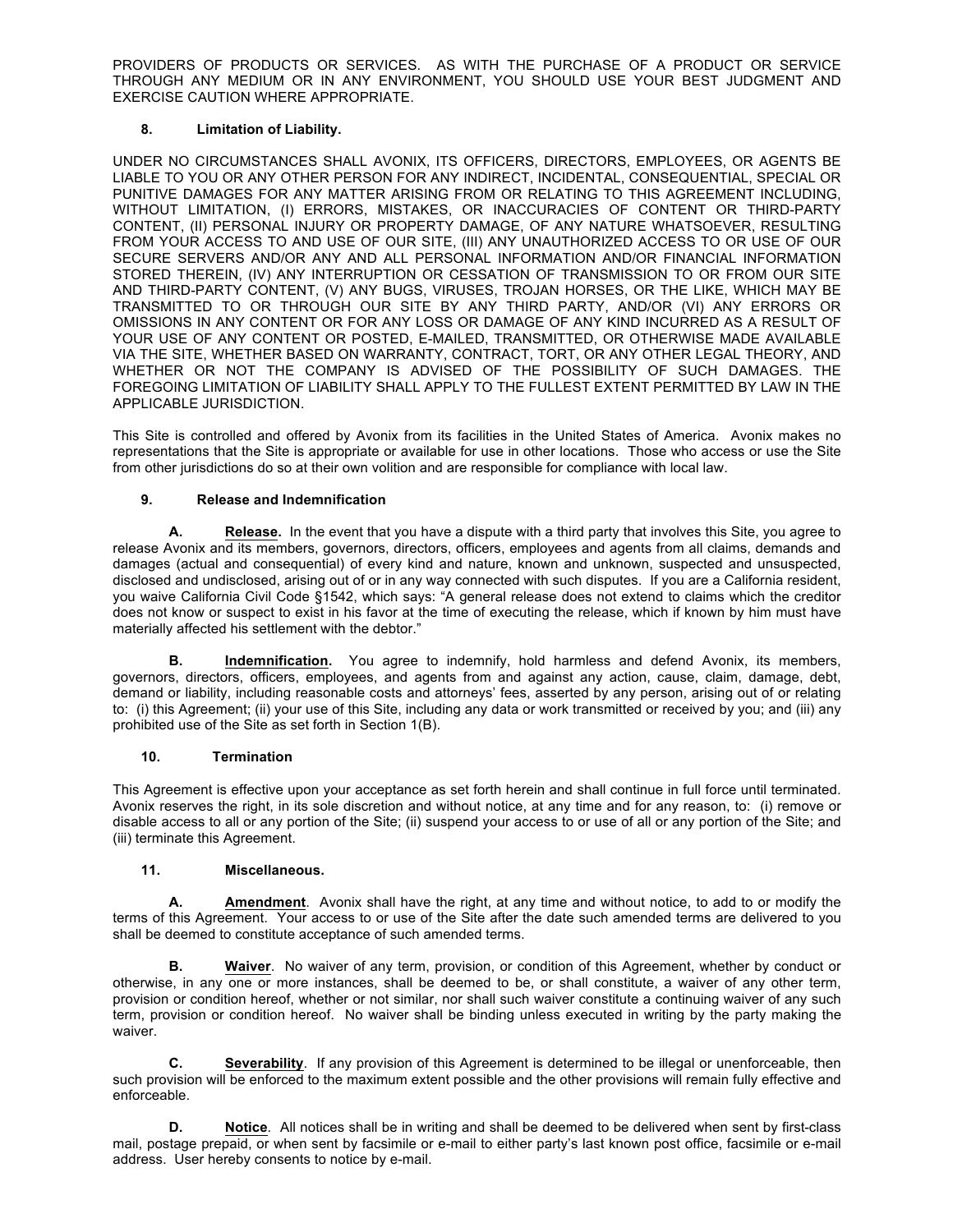PROVIDERS OF PRODUCTS OR SERVICES. AS WITH THE PURCHASE OF A PRODUCT OR SERVICE THROUGH ANY MEDIUM OR IN ANY ENVIRONMENT, YOU SHOULD USE YOUR BEST JUDGMENT AND EXERCISE CAUTION WHERE APPROPRIATE.

### 8. Limitation of Liability.

UNDER NO CIRCUMSTANCES SHALL AVONIX, ITS OFFICERS, DIRECTORS, EMPLOYEES, OR AGENTS BE LIABLE TO YOU OR ANY OTHER PERSON FOR ANY INDIRECT, INCIDENTAL, CONSEQUENTIAL, SPECIAL OR PUNITIVE DAMAGES FOR ANY MATTER ARISING FROM OR RELATING TO THIS AGREEMENT INCLUDING, WITHOUT LIMITATION, (I) ERRORS, MISTAKES, OR INACCURACIES OF CONTENT OR THIRD-PARTY CONTENT, (II) PERSONAL INJURY OR PROPERTY DAMAGE, OF ANY NATURE WHATSOEVER, RESULTING FROM YOUR ACCESS TO AND USE OF OUR SITE, (III) ANY UNAUTHORIZED ACCESS TO OR USE OF OUR SECURE SERVERS AND/OR ANY AND ALL PERSONAL INFORMATION AND/OR FINANCIAL INFORMATION STORED THEREIN, (IV) ANY INTERRUPTION OR CESSATION OF TRANSMISSION TO OR FROM OUR SITE AND THIRD-PARTY CONTENT, (V) ANY BUGS, VIRUSES, TROJAN HORSES, OR THE LIKE, WHICH MAY BE TRANSMITTED TO OR THROUGH OUR SITE BY ANY THIRD PARTY, AND/OR (VI) ANY ERRORS OR OMISSIONS IN ANY CONTENT OR FOR ANY LOSS OR DAMAGE OF ANY KIND INCURRED AS A RESULT OF YOUR USE OF ANY CONTENT OR POSTED, E-MAILED, TRANSMITTED, OR OTHERWISE MADE AVAILABLE VIA THE SITE, WHETHER BASED ON WARRANTY, CONTRACT, TORT, OR ANY OTHER LEGAL THEORY, AND WHETHER OR NOT THE COMPANY IS ADVISED OF THE POSSIBILITY OF SUCH DAMAGES. THE FOREGOING LIMITATION OF LIABILITY SHALL APPLY TO THE FULLEST EXTENT PERMITTED BY LAW IN THE APPLICABLE JURISDICTION.

This Site is controlled and offered by Avonix from its facilities in the United States of America. Avonix makes no representations that the Site is appropriate or available for use in other locations. Those who access or use the Site from other jurisdictions do so at their own volition and are responsible for compliance with local law.

### 9. Release and Indemnification

**A. Release.** In the event that you have a dispute with a third party that involves this Site, you agree to release Avonix and its members, governors, directors, officers, employees and agents from all claims, demands and damages (actual and consequential) of every kind and nature, known and unknown, suspected and unsuspected, disclosed and undisclosed, arising out of or in any way connected with such disputes. If you are a California resident, you waive California Civil Code §1542, which says: "A general release does not extend to claims which the creditor does not know or suspect to exist in his favor at the time of executing the release, which if known by him must have materially affected his settlement with the debtor."

**B. Indemnification.** You agree to indemnify, hold harmless and defend Avonix, its members, governors, directors, officers, employees, and agents from and against any action, cause, claim, damage, debt, demand or liability, including reasonable costs and attorneys' fees, asserted by any person, arising out of or relating to: (i) this Agreement; (ii) your use of this Site, including any data or work transmitted or received by you; and (iii) any prohibited use of the Site as set forth in Section 1(B).

### 10. Termination

This Agreement is effective upon your acceptance as set forth herein and shall continue in full force until terminated. Avonix reserves the right, in its sole discretion and without notice, at any time and for any reason, to: (i) remove or disable access to all or any portion of the Site; (ii) suspend your access to or use of all or any portion of the Site; and (iii) terminate this Agreement.

### 11. Miscellaneous.

**A. Amendment**. Avonix shall have the right, at any time and without notice, to add to or modify the terms of this Agreement. Your access to or use of the Site after the date such amended terms are delivered to you shall be deemed to constitute acceptance of such amended terms.

**B. Waiver**. No waiver of any term, provision, or condition of this Agreement, whether by conduct or otherwise, in any one or more instances, shall be deemed to be, or shall constitute, a waiver of any other term, provision or condition hereof, whether or not similar, nor shall such waiver constitute a continuing waiver of any such term, provision or condition hereof. No waiver shall be binding unless executed in writing by the party making the waiver.

**C. Severability**. If any provision of this Agreement is determined to be illegal or unenforceable, then such provision will be enforced to the maximum extent possible and the other provisions will remain fully effective and enforceable.

**D. Notice**. All notices shall be in writing and shall be deemed to be delivered when sent by first-class mail, postage prepaid, or when sent by facsimile or e-mail to either party's last known post office, facsimile or e-mail address. User hereby consents to notice by e-mail.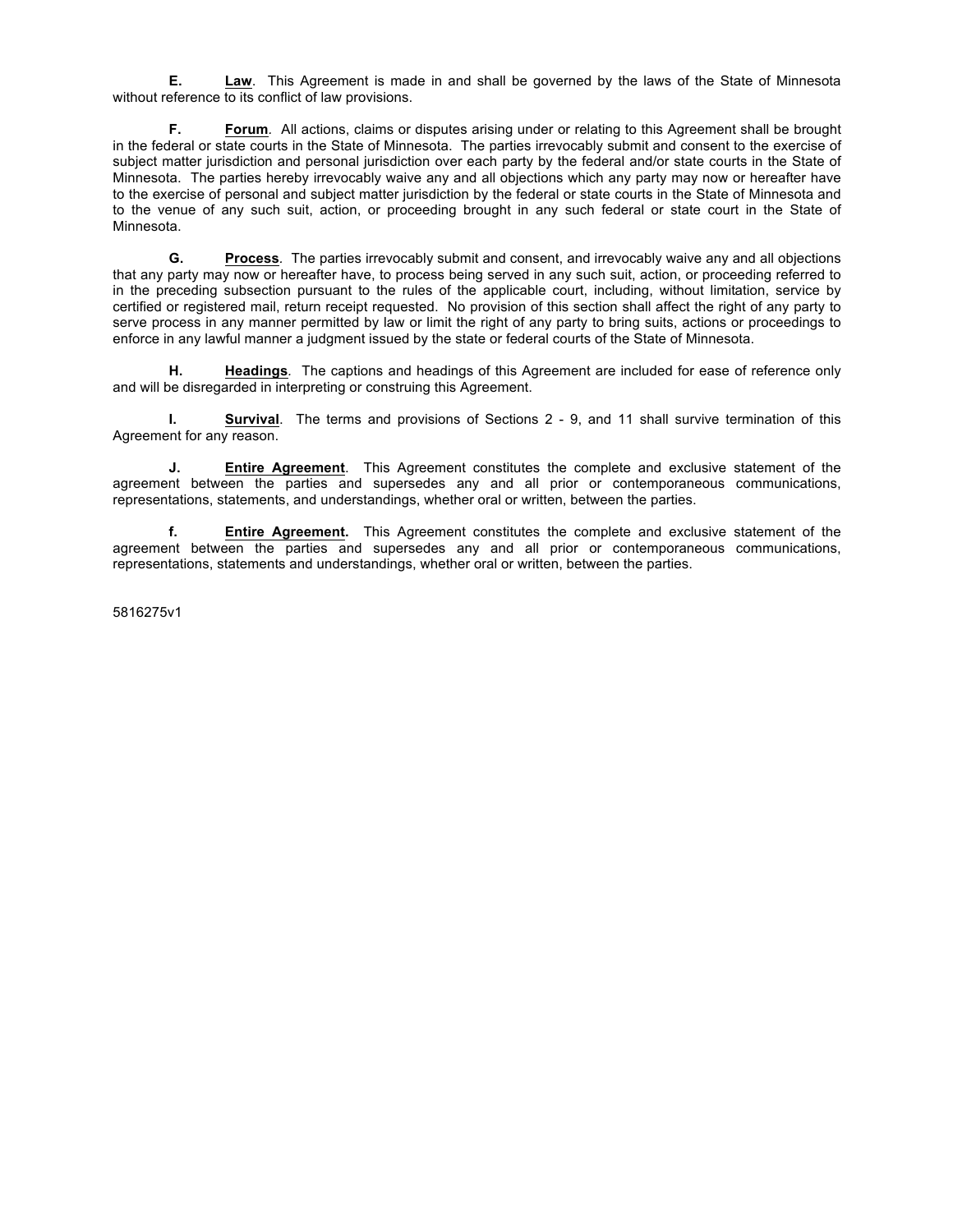**E.** **Law**. This Agreement is made in and shall be governed by the laws of the State of Minnesota without reference to its conflict of law provisions.

**F.** **Forum**. All actions, claims or disputes arising under or relating to this Agreement shall be brought in the federal or state courts in the State of Minnesota. The parties irrevocably submit and consent to the exercise of subject matter jurisdiction and personal jurisdiction over each party by the federal and/or state courts in the State of Minnesota. The parties hereby irrevocably waive any and all objections which any party may now or hereafter have to the exercise of personal and subject matter jurisdiction by the federal or state courts in the State of Minnesota and to the venue of any such suit, action, or proceeding brought in any such federal or state court in the State of Minnesota.

**G.** **Process**. The parties irrevocably submit and consent, and irrevocably waive any and all objections that any party may now or hereafter have, to process being served in any such suit, action, or proceeding referred to in the preceding subsection pursuant to the rules of the applicable court, including, without limitation, service by certified or registered mail, return receipt requested. No provision of this section shall affect the right of any party to serve process in any manner permitted by law or limit the right of any party to bring suits, actions or proceedings to enforce in any lawful manner a judgment issued by the state or federal courts of the State of Minnesota.

**H.** **Headings**. The captions and headings of this Agreement are included for ease of reference only and will be disregarded in interpreting or construing this Agreement.

**I.** **Survival**. The terms and provisions of Sections 2 - 9, and 11 shall survive termination of this Agreement for any reason.

**J.** **Entire Agreement**. This Agreement constitutes the complete and exclusive statement of the agreement between the parties and supersedes any and all prior or contemporaneous communications, representations, statements, and understandings, whether oral or written, between the parties.

**f.** **Entire Agreement.** This Agreement constitutes the complete and exclusive statement of the agreement between the parties and supersedes any and all prior or contemporaneous communications, representations, statements and understandings, whether oral or written, between the parties.

5816275v1